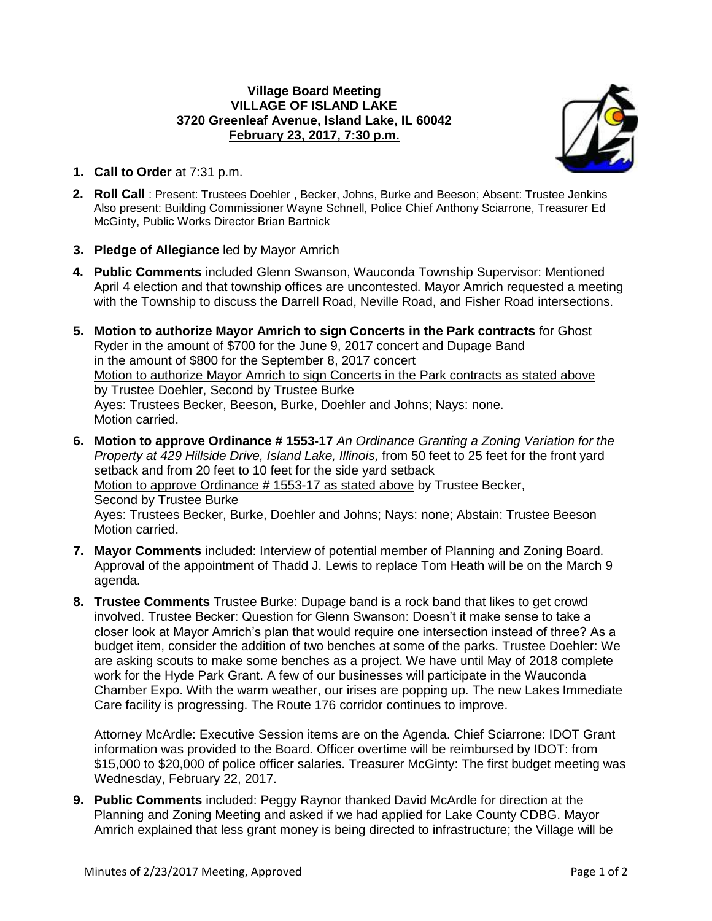**Village Board Meeting**
**VILLAGE OF ISLAND LAKE**
**3720 Greenleaf Avenue, Island Lake, IL 60042**
**February 23, 2017, 7:30 p.m.**

1. **Call to Order** at 7:31 p.m.

2. **Roll Call** : Present: Trustees Doehler , Becker, Johns, Burke and Beeson; Absent: Trustee Jenkins Also present: Building Commissioner Wayne Schnell, Police Chief Anthony Sciarrone, Treasurer Ed McGinty, Public Works Director Brian Bartnick

3. **Pledge of Allegiance** led by Mayor Amrich

4. **Public Comments** included Glenn Swanson, Wauconda Township Supervisor: Mentioned April 4 election and that township offices are uncontested. Mayor Amrich requested a meeting with the Township to discuss the Darrell Road, Neville Road, and Fisher Road intersections.

5. **Motion to authorize Mayor Amrich to sign Concerts in the Park contracts** for Ghost Ryder in the amount of $700 for the June 9, 2017 concert and Dupage Band in the amount of $800 for the September 8, 2017 concert
   Motion to authorize Mayor Amrich to sign Concerts in the Park contracts as stated above by Trustee Doehler, Second by Trustee Burke
   Ayes: Trustees Becker, Beeson, Burke, Doehler and Johns; Nays: none.
   Motion carried.

6. **Motion to approve Ordinance # 1553-17** *An Ordinance Granting a Zoning Variation for the Property at 429 Hillside Drive, Island Lake, Illinois,* from 50 feet to 25 feet for the front yard setback and from 20 feet to 10 feet for the side yard setback
   Motion to approve Ordinance # 1553-17 as stated above by Trustee Becker, Second by Trustee Burke
   Ayes: Trustees Becker, Burke, Doehler and Johns; Nays: none; Abstain: Trustee Beeson
   Motion carried.

7. **Mayor Comments** included: Interview of potential member of Planning and Zoning Board. Approval of the appointment of Thadd J. Lewis to replace Tom Heath will be on the March 9 agenda.

8. **Trustee Comments** Trustee Burke: Dupage band is a rock band that likes to get crowd involved. Trustee Becker: Question for Glenn Swanson: Doesn't it make sense to take a closer look at Mayor Amrich's plan that would require one intersection instead of three? As a budget item, consider the addition of two benches at some of the parks. Trustee Doehler: We are asking scouts to make some benches as a project. We have until May of 2018 complete work for the Hyde Park Grant. A few of our businesses will participate in the Wauconda Chamber Expo. With the warm weather, our irises are popping up. The new Lakes Immediate Care facility is progressing. The Route 176 corridor continues to improve.

   Attorney McArdle: Executive Session items are on the Agenda. Chief Sciarrone: IDOT Grant information was provided to the Board. Officer overtime will be reimbursed by IDOT: from $15,000 to $20,000 of police officer salaries. Treasurer McGinty: The first budget meeting was Wednesday, February 22, 2017.

9. **Public Comments** included: Peggy Raynor thanked David McArdle for direction at the Planning and Zoning Meeting and asked if we had applied for Lake County CDBG. Mayor Amrich explained that less grant money is being directed to infrastructure; the Village will be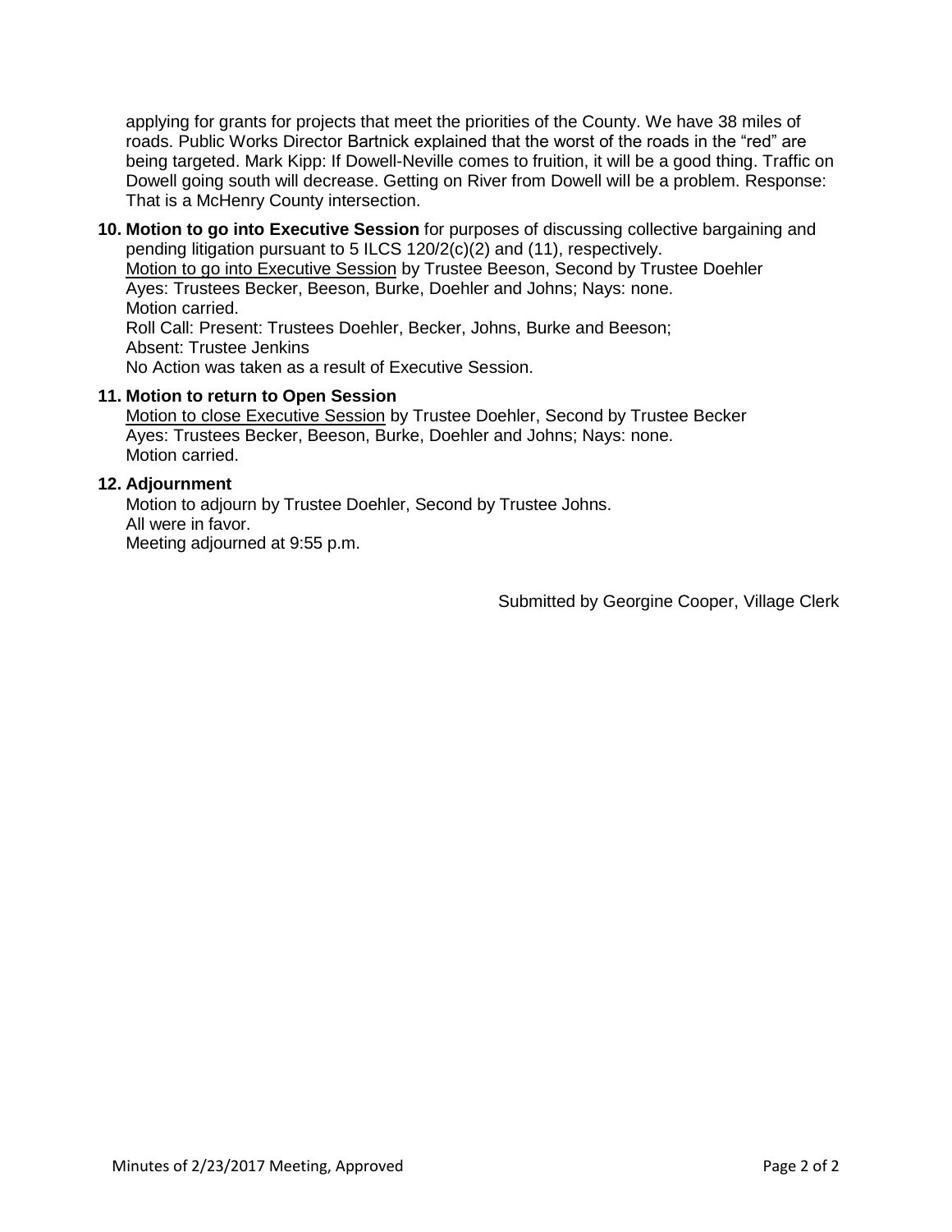applying for grants for projects that meet the priorities of the County. We have 38 miles of roads. Public Works Director Bartnick explained that the worst of the roads in the "red" are being targeted. Mark Kipp: If Dowell-Neville comes to fruition, it will be a good thing. Traffic on Dowell going south will decrease. Getting on River from Dowell will be a problem. Response: That is a McHenry County intersection.

**10. Motion to go into Executive Session** for purposes of discussing collective bargaining and pending litigation pursuant to 5 ILCS 120/2(c)(2) and (11), respectively.
Motion to go into Executive Session by Trustee Beeson, Second by Trustee Doehler
Ayes: Trustees Becker, Beeson, Burke, Doehler and Johns; Nays: none.
Motion carried.
Roll Call: Present: Trustees Doehler, Becker, Johns, Burke and Beeson;
Absent: Trustee Jenkins
No Action was taken as a result of Executive Session.

**11. Motion to return to Open Session**
Motion to close Executive Session by Trustee Doehler, Second by Trustee Becker
Ayes: Trustees Becker, Beeson, Burke, Doehler and Johns; Nays: none.
Motion carried.

**12. Adjournment**
Motion to adjourn by Trustee Doehler, Second by Trustee Johns.
All were in favor.
Meeting adjourned at 9:55 p.m.

Submitted by Georgine Cooper, Village Clerk